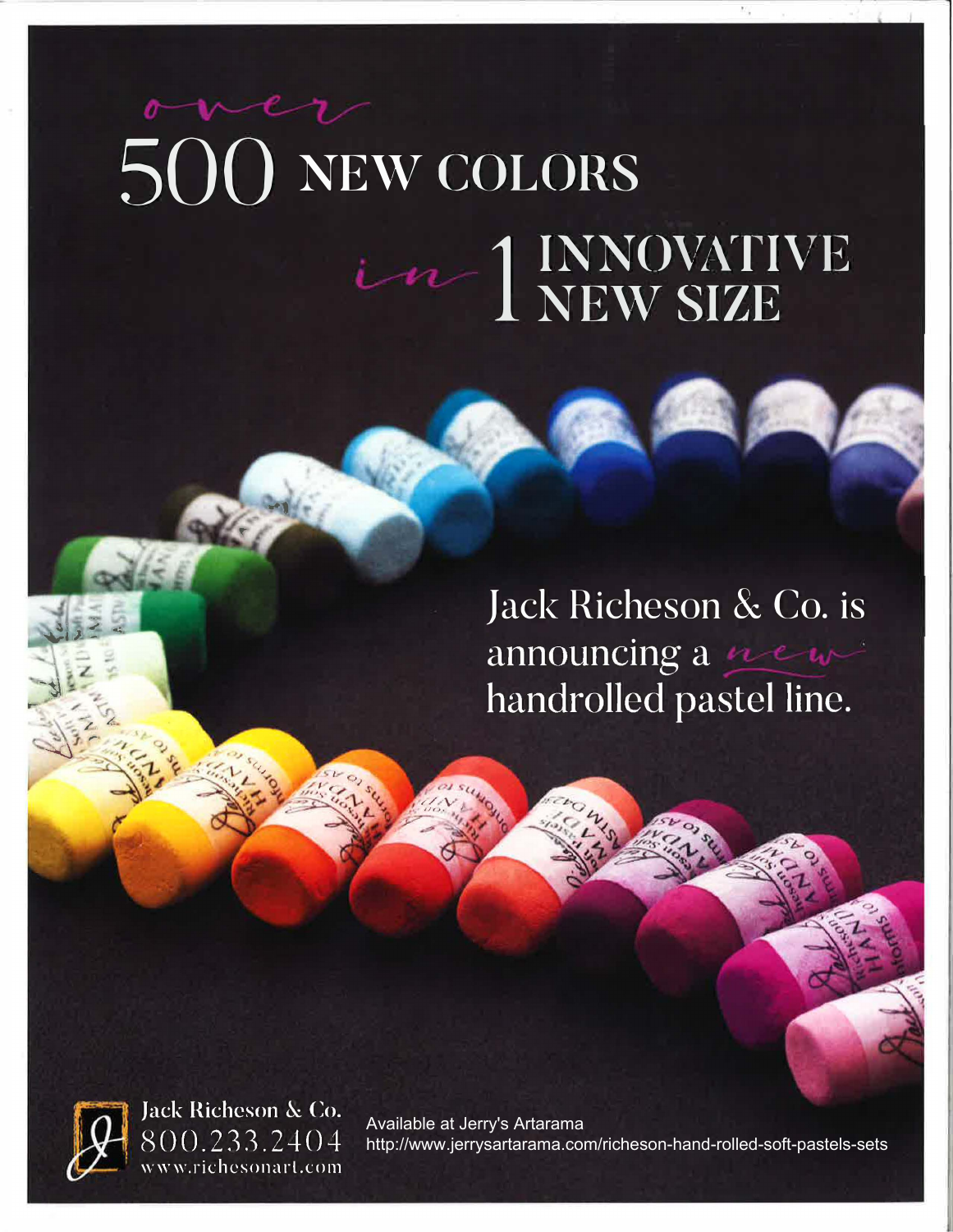# over 500 NEW COLORS in 1 INNOVATIVE NEW SIZE

Jack Richeson & Co. is announcing a new handrolled pastel line.

Jack Richeson & Co.
800.233.2404
www.richesonart.com

Available at Jerry's Artarama
http://www.jerrysartarama.com/richeson-hand-rolled-soft-pastels-sets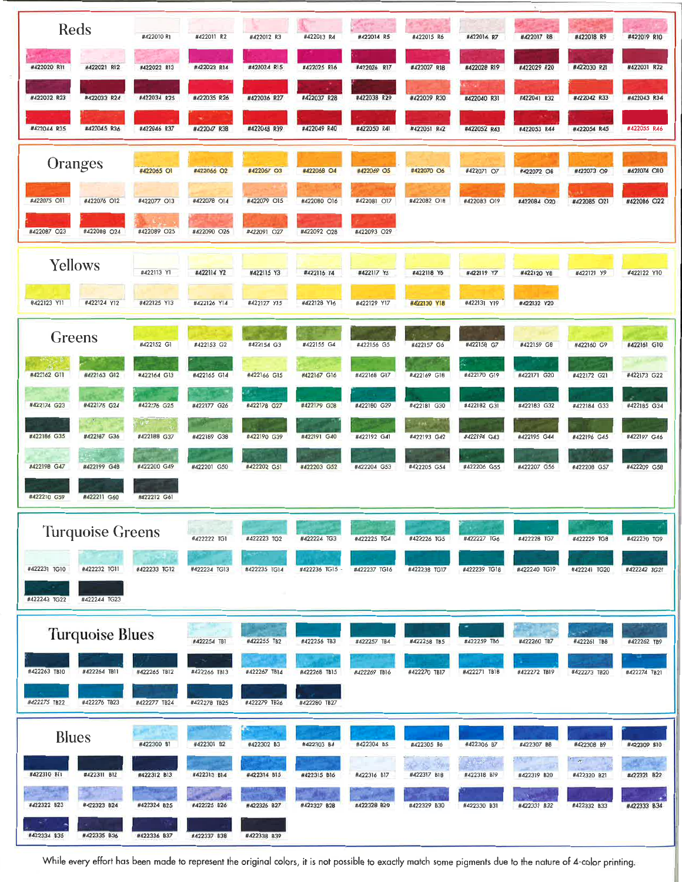## Reds

#422010 R1, #422011 R2, #422012 R3, #422013 R4, #422014 R5, #422015 R6, #422016 R7, #422017 R8, #422018 R9, #422019 R10, #422020 R11, #422021 R12, #422022 R13, #422023 R14, #422024 R15, #422025 R16, #422026 R17, #422027 R18, #422028 R19, #422029 R20, #422030 R21, #422031 R22, #422032 R23, #422033 R24, #422034 R25, #422035 R26, #422036 R27, #422037 R28, #422038 R29, #422039 R30, #422040 R31, #422041 R32, #422042 R33, #422043 R34, #422044 R35, #422045 R36, #422046 R37, #422047 R38, #422048 R39, #422049 R40, #422050 R41, #422051 R42, #422052 R43, #422053 R44, #422054 R45, #422055 R46

## Oranges

#422065 O1, #422066 O2, #422067 O3, #422068 O4, #422069 O5, #422070 O6, #422071 O7, #422072 O8, #422073 O9, #422074 O10, #422075 O11, #422076 O12, #422077 O13, #422078 O14, #422079 O15, #422080 O16, #422081 O17, #422082 O18, #422083 O19, #422084 O20, #422085 O21, #422086 O22, #422087 O23, #422088 O24, #422089 O25, #422090 O26, #422091 O27, #422092 O28, #422093 O29

## Yellows

#422113 Y1, #422114 Y2, #422115 Y3, #422116 Y4, #422117 Y5, #422118 Y6, #422119 Y7, #422120 Y8, #422121 Y9, #422122 Y10, #422123 Y11, #422124 Y12, #422125 Y13, #422126 Y14, #422127 Y15, #422128 Y16, #422129 Y17, #422130 Y18, #422131 Y19, #422132 Y20

## Greens

#422152 G1, #422153 G2, #422154 G3, #422155 G4, #422156 G5, #422157 G6, #422158 G7, #422159 G8, #422160 G9, #422161 G10, #422162 G11, #422163 G12, #422164 G13, #422165 G14, #422166 G15, #422167 G16, #422168 G17, #422169 G18, #422170 G19, #422171 G20, #422172 G21, #422173 G22, #422174 G23, #422175 G24, #422176 G25, #422177 G26, #422178 G27, #422179 G28, #422180 G29, #422181 G30, #422182 G31, #422183 G32, #422184 G33, #422185 G34, #422186 G35, #422187 G36, #422188 G37, #422189 G38, #422190 G39, #422191 G40, #422192 G41, #422193 G42, #422194 G43, #422195 G44, #422196 G45, #422197 G46, #422198 G47, #422199 G48, #422200 G49, #422201 G50, #422202 G51, #422203 G52, #422204 G53, #422205 G54, #422206 G55, #422207 G56, #422208 G57, #422209 G58, #422210 G59, #422211 G60, #422212 G61

## Turquoise Greens

#422222 TG1, #422223 TG2, #422224 TG3, #422225 TG4, #422226 TG5, #422227 TG6, #422228 TG7, #422229 TG8, #422230 TG9, #422231 TG10, #422232 TG11, #422233 TG12, #422234 TG13, #422235 TG14, #422236 TG15, #422237 TG16, #422238 TG17, #422239 TG18, #422240 TG19, #422241 TG20, #422242 TG21, #422243 TG22, #422244 TG23

## Turquoise Blues

#422254 TB1, #422255 TB2, #422256 TB3, #422257 TB4, #422258 TB5, #422259 TB6, #422260 TB7, #422261 TB8, #422262 TB9, #422263 TB10, #422264 TB11, #422265 TB12, #422266 TB13, #422267 TB14, #422268 TB15, #422269 TB16, #422270 TB17, #422271 TB18, #422272 TB19, #422273 TB20, #422274 TB21, #422275 TB22, #422276 TB23, #422277 TB24, #422278 TB25, #422279 TB26, #422280 TB27

## Blues

#422300 B1, #422301 B2, #422302 B3, #422303 B4, #422304 B5, #422305 B6, #422306 B7, #422307 B8, #422308 B9, #422309 B10, #422310 B11, #422311 B12, #422312 B13, #422313 B14, #422314 B15, #422315 B16, #422316 B17, #422317 B18, #422318 B19, #422319 B20, #422320 B21, #422321 B22, #422322 B23, #422323 B24, #422324 B25, #422325 B26, #422326 B27, #422327 B28, #422328 B29, #422329 B30, #422330 B31, #422331 B32, #422332 B33, #422333 B34, #422334 B35, #422335 B36, #422336 B37, #422337 B38, #422338 B39

While every effort has been made to represent the original colors, it is not possible to exactly match some pigments due to the nature of 4-color printing.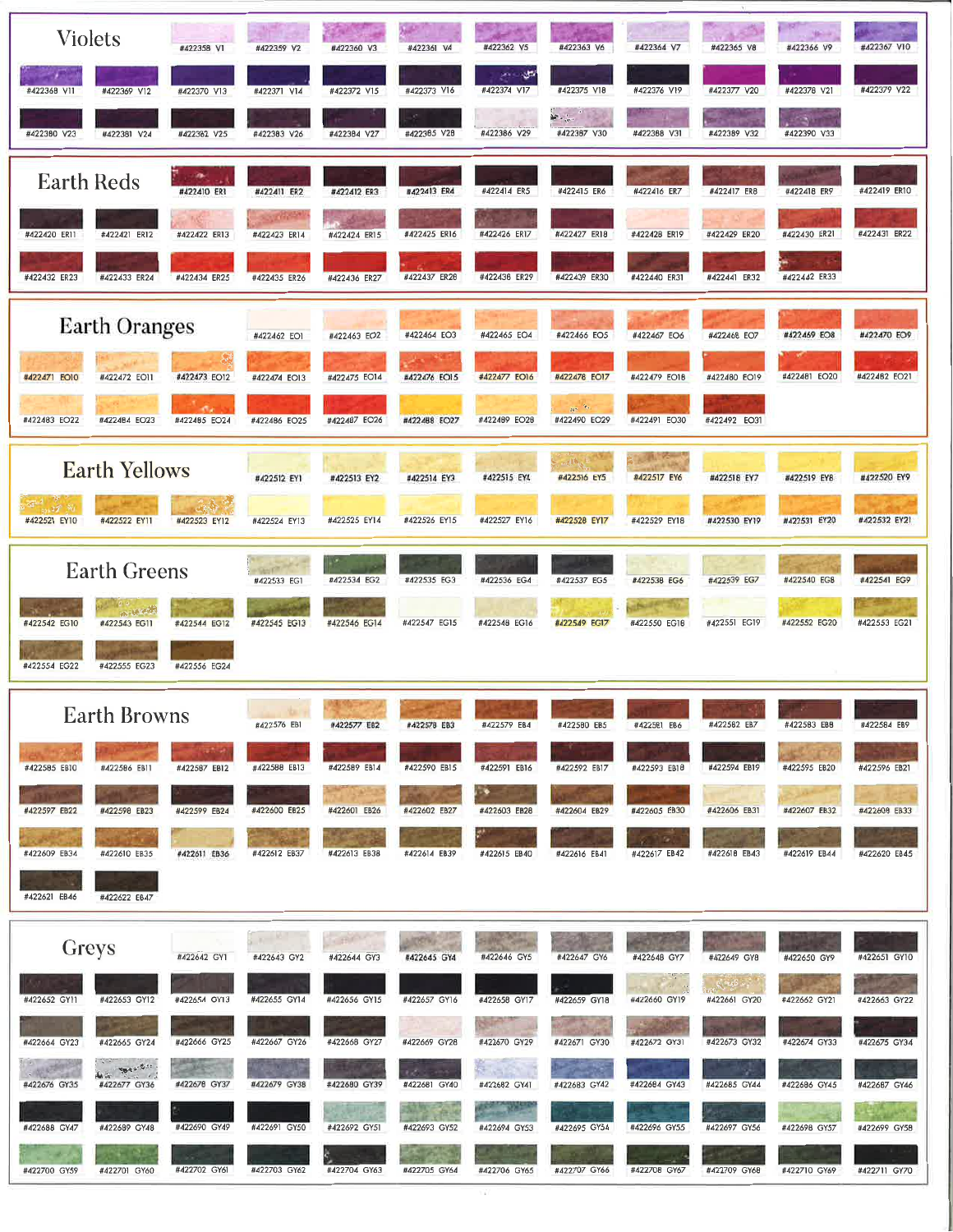## Violets

#422358 V1
#422359 V2
#422360 V3
#422361 V4
#422362 V5
#422363 V6
#422364 V7
#422365 V8
#422366 V9
#422367 V10
#422368 V11
#422369 V12
#422370 V13
#422371 V14
#422372 V15
#422373 V16
#422374 V17
#422375 V18
#422376 V19
#422377 V20
#422378 V21
#422379 V22
#422380 V23
#422381 V24
#422382 V25
#422383 V26
#422384 V27
#422385 V28
#422386 V29
#422387 V30
#422388 V31
#422389 V32
#422390 V33

## Earth Reds

#422410 ER1
#422411 ER2
#422412 ER3
#422413 ER4
#422414 ER5
#422415 ER6
#422416 ER7
#422417 ER8
#422418 ER9
#422419 ER10
#422420 ER11
#422421 ER12
#422422 ER13
#422423 ER14
#422424 ER15
#422425 ER16
#422426 ER17
#422427 ER18
#422428 ER19
#422429 ER20
#422430 ER21
#422431 ER22
#422432 ER23
#422433 ER24
#422434 ER25
#422435 ER26
#422436 ER27
#422437 ER28
#422438 ER29
#422439 ER30
#422440 ER31
#422441 ER32
#422442 ER33

## Earth Oranges

#422462 EO1
#422463 EO2
#422464 EO3
#422465 EO4
#422466 EO5
#422467 EO6
#422468 EO7
#422469 EO8
#422470 EO9
#422471 EO10
#422472 EO11
#422473 EO12
#422474 EO13
#422475 EO14
#422476 EO15
#422477 EO16
#422478 EO17
#422479 EO18
#422480 EO19
#422481 EO20
#422482 EO21
#422483 EO22
#422484 EO23
#422485 EO24
#422486 EO25
#422487 EO26
#422488 EO27
#422489 EO28
#422490 EO29
#422491 EO30
#422492 EO31

## Earth Yellows

#422512 EY1
#422513 EY2
#422514 EY3
#422515 EY4
#422516 EY5
#422517 EY6
#422518 EY7
#422519 EY8
#422520 EY9
#422521 EY10
#422522 EY11
#422523 EY12
#422524 EY13
#422525 EY14
#422526 EY15
#422527 EY16
#422528 EY17
#422529 EY18
#422530 EY19
#422531 EY20
#422532 EY21

## Earth Greens

#422533 EG1
#422534 EG2
#422535 EG3
#422536 EG4
#422537 EG5
#422538 EG6
#422539 EG7
#422540 EG8
#422541 EG9
#422542 EG10
#422543 EG11
#422544 EG12
#422545 EG13
#422546 EG14
#422547 EG15
#422548 EG16
#422549 EG17
#422550 EG18
#422551 EG19
#422552 EG20
#422553 EG21
#422554 EG22
#422555 EG23
#422556 EG24

## Earth Browns

#422576 EB1
#422577 EB2
#422578 EB3
#422579 EB4
#422580 EB5
#422581 EB6
#422582 EB7
#422583 EB8
#422584 EB9
#422585 EB10
#422586 EB11
#422587 EB12
#422588 EB13
#422589 EB14
#422590 EB15
#422591 EB16
#422592 EB17
#422593 EB18
#422594 EB19
#422595 EB20
#422596 EB21
#422597 EB22
#422598 EB23
#422599 EB24
#422600 EB25
#422601 EB26
#422602 EB27
#422603 EB28
#422604 EB29
#422605 EB30
#422606 EB31
#422607 EB32
#422608 EB33
#422609 EB34
#422610 EB35
#422611 EB36
#422612 EB37
#422613 EB38
#422614 EB39
#422615 EB40
#422616 EB41
#422617 EB42
#422618 EB43
#422619 EB44
#422620 EB45
#422621 EB46
#422622 EB47

## Greys

#422642 GY1
#422643 GY2
#422644 GY3
#422645 GY4
#422646 GY5
#422647 GY6
#422648 GY7
#422649 GY8
#422650 GY9
#422651 GY10
#422652 GY11
#422653 GY12
#422654 GY13
#422655 GY14
#422656 GY15
#422657 GY16
#422658 GY17
#422659 GY18
#422660 GY19
#422661 GY20
#422662 GY21
#422663 GY22
#422664 GY23
#422665 GY24
#422666 GY25
#422667 GY26
#422668 GY27
#422669 GY28
#422670 GY29
#422671 GY30
#422672 GY31
#422673 GY32
#422674 GY33
#422675 GY34
#422676 GY35
#422677 GY36
#422678 GY37
#422679 GY38
#422680 GY39
#422681 GY40
#422682 GY41
#422683 GY42
#422684 GY43
#422685 GY44
#422686 GY45
#422687 GY46
#422688 GY47
#422689 GY48
#422690 GY49
#422691 GY50
#422692 GY51
#422693 GY52
#422694 GY53
#422695 GY54
#422696 GY55
#422697 GY56
#422698 GY57
#422699 GY58
#422700 GY59
#422701 GY60
#422702 GY61
#422703 GY62
#422704 GY63
#422705 GY64
#422706 GY65
#422707 GY66
#422708 GY67
#422709 GY68
#422710 GY69
#422711 GY70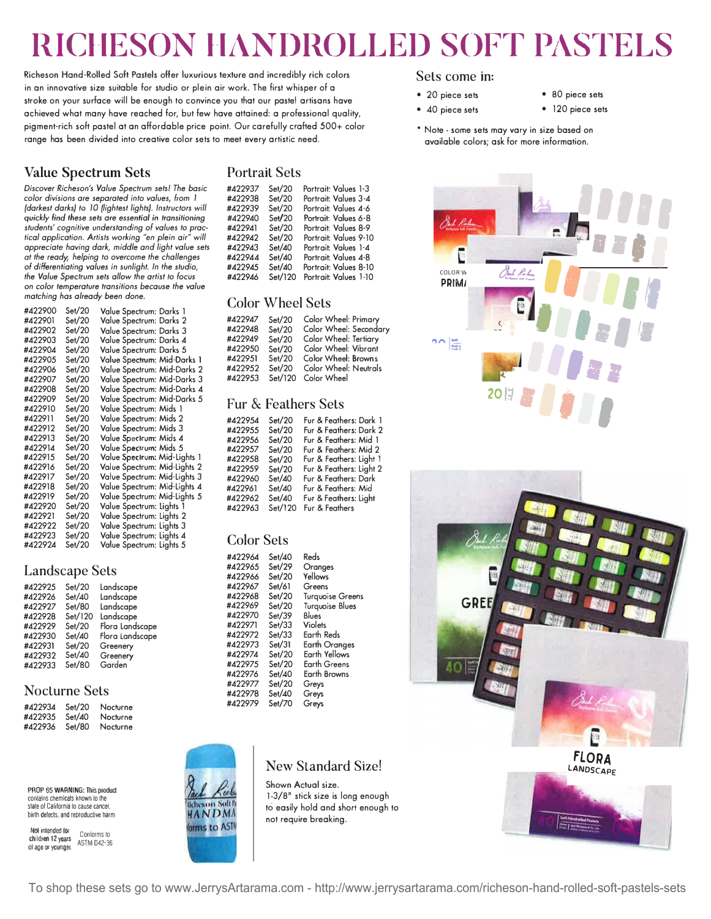# RICHESON HANDROLLED SOFT PASTELS

Richeson Hand-Rolled Soft Pastels offer luxurious texture and incredibly rich colors in an innovative size suitable for studio or plein air work. The first whisper of a stroke on your surface will be enough to convince you that our pastel artisans have achieved what many have reached for, but few have attained: a professional quality, pigment-rich soft pastel at an affordable price point. Our carefully crafted 500+ color range has been divided into creative color sets to meet every artistic need.

## Sets come in:

- 20 piece sets
- 40 piece sets
- 80 piece sets
- 120 piece sets

* Note - some sets may vary in size based on available colors; ask for more information.

## Value Spectrum Sets

*Discover Richeson's Value Spectrum sets! The basic color divisions are separated into values, from 1 (darkest darks) to 10 (lightest lights). Instructors will quickly find these sets are essential in transitioning students' cognitive understanding of values to practical application. Artists working "en plein air" will appreciate having dark, middle and light value sets at the ready, helping to overcome the challenges of differentiating values in sunlight. In the studio, the Value Spectrum sets allow the artist to focus on color temperature transitions because the value matching has already been done.*

| | | |
|---|---|---|
| #422900 | Set/20 | Value Spectrum: Darks 1 |
| #422901 | Set/20 | Value Spectrum: Darks 2 |
| #422902 | Set/20 | Value Spectrum: Darks 3 |
| #422903 | Set/20 | Value Spectrum: Darks 4 |
| #422904 | Set/20 | Value Spectrum: Darks 5 |
| #422905 | Set/20 | Value Spectrum: Mid-Darks 1 |
| #422906 | Set/20 | Value Spectrum: Mid-Darks 2 |
| #422907 | Set/20 | Value Spectrum: Mid-Darks 3 |
| #422908 | Set/20 | Value Spectrum: Mid-Darks 4 |
| #422909 | Set/20 | Value Spectrum: Mid-Darks 5 |
| #422910 | Set/20 | Value Spectrum: Mids 1 |
| #422911 | Set/20 | Value Spectrum: Mids 2 |
| #422912 | Set/20 | Value Spectrum: Mids 3 |
| #422913 | Set/20 | Value Spectrum: Mids 4 |
| #422914 | Set/20 | Value Spectrum: Mids 5 |
| #422915 | Set/20 | Value Spectrum: Mid-Lights 1 |
| #422916 | Set/20 | Value Spectrum: Mid-Lights 2 |
| #422917 | Set/20 | Value Spectrum: Mid-Lights 3 |
| #422918 | Set/20 | Value Spectrum: Mid-Lights 4 |
| #422919 | Set/20 | Value Spectrum: Mid-Lights 5 |
| #422920 | Set/20 | Value Spectrum: Lights 1 |
| #422921 | Set/20 | Value Spectrum: Lights 2 |
| #422922 | Set/20 | Value Spectrum: Lights 3 |
| #422923 | Set/20 | Value Spectrum: Lights 4 |
| #422924 | Set/20 | Value Spectrum: Lights 5 |

## Landscape Sets

| | | |
|---|---|---|
| #422925 | Set/20 | Landscape |
| #422926 | Set/40 | Landscape |
| #422927 | Set/80 | Landscape |
| #422928 | Set/120 | Landscape |
| #422929 | Set/20 | Flora Landscape |
| #422930 | Set/40 | Flora Landscape |
| #422931 | Set/20 | Greenery |
| #422932 | Set/40 | Greenery |
| #422933 | Set/80 | Garden |

## Nocturne Sets

| | | |
|---|---|---|
| #422934 | Set/20 | Nocturne |
| #422935 | Set/40 | Nocturne |
| #422936 | Set/80 | Nocturne |

## Portrait Sets

| | | |
|---|---|---|
| #422937 | Set/20 | Portrait: Values 1-3 |
| #422938 | Set/20 | Portrait: Values 3-4 |
| #422939 | Set/20 | Portrait: Values 4-6 |
| #422940 | Set/20 | Portrait: Values 6-8 |
| #422941 | Set/20 | Portrait: Values 8-9 |
| #422942 | Set/20 | Portrait: Values 9-10 |
| #422943 | Set/40 | Portrait: Values 1-4 |
| #422944 | Set/40 | Portrait: Values 4-8 |
| #422945 | Set/40 | Portrait: Values 8-10 |
| #422946 | Set/120 | Portrait: Values 1-10 |

## Color Wheel Sets

| | | |
|---|---|---|
| #422947 | Set/20 | Color Wheel: Primary |
| #422948 | Set/20 | Color Wheel: Secondary |
| #422949 | Set/20 | Color Wheel: Tertiary |
| #422950 | Set/20 | Color Wheel: Vibrant |
| #422951 | Set/20 | Color Wheel: Browns |
| #422952 | Set/20 | Color Wheel: Neutrals |
| #422953 | Set/120 | Color Wheel |

## Fur & Feathers Sets

| | | |
|---|---|---|
| #422954 | Set/20 | Fur & Feathers: Dark 1 |
| #422955 | Set/20 | Fur & Feathers: Dark 2 |
| #422956 | Set/20 | Fur & Feathers: Mid 1 |
| #422957 | Set/20 | Fur & Feathers: Mid 2 |
| #422958 | Set/20 | Fur & Feathers: Light 1 |
| #422959 | Set/20 | Fur & Feathers: Light 2 |
| #422960 | Set/40 | Fur & Feathers: Dark |
| #422961 | Set/40 | Fur & Feathers: Mid |
| #422962 | Set/40 | Fur & Feathers: Light |
| #422963 | Set/120 | Fur & Feathers |

## Color Sets

| | | |
|---|---|---|
| #422964 | Set/40 | Reds |
| #422965 | Set/29 | Oranges |
| #422966 | Set/20 | Yellows |
| #422967 | Set/61 | Greens |
| #422968 | Set/20 | Turquoise Greens |
| #422969 | Set/20 | Turquoise Blues |
| #422970 | Set/39 | Blues |
| #422971 | Set/33 | Violets |
| #422972 | Set/33 | Earth Reds |
| #422973 | Set/31 | Earth Oranges |
| #422974 | Set/20 | Earth Yellows |
| #422975 | Set/20 | Earth Greens |
| #422976 | Set/40 | Earth Browns |
| #422977 | Set/20 | Greys |
| #422978 | Set/40 | Greys |
| #422979 | Set/70 | Greys |

## New Standard Size!

Shown Actual size.
1-3/8" stick size is long enough to easily hold and short enough to not require breaking.

**PROP 65 WARNING: This product** contains chemicals known to the state of California to cause cancer, birth defects, and reproductive harm

Not intended for children 12 years of age or younger.

Conforms to ASTM D42-36

To shop these sets go to www.JerrysArtarama.com - http://www.jerrysartarama.com/richeson-hand-rolled-soft-pastels-sets